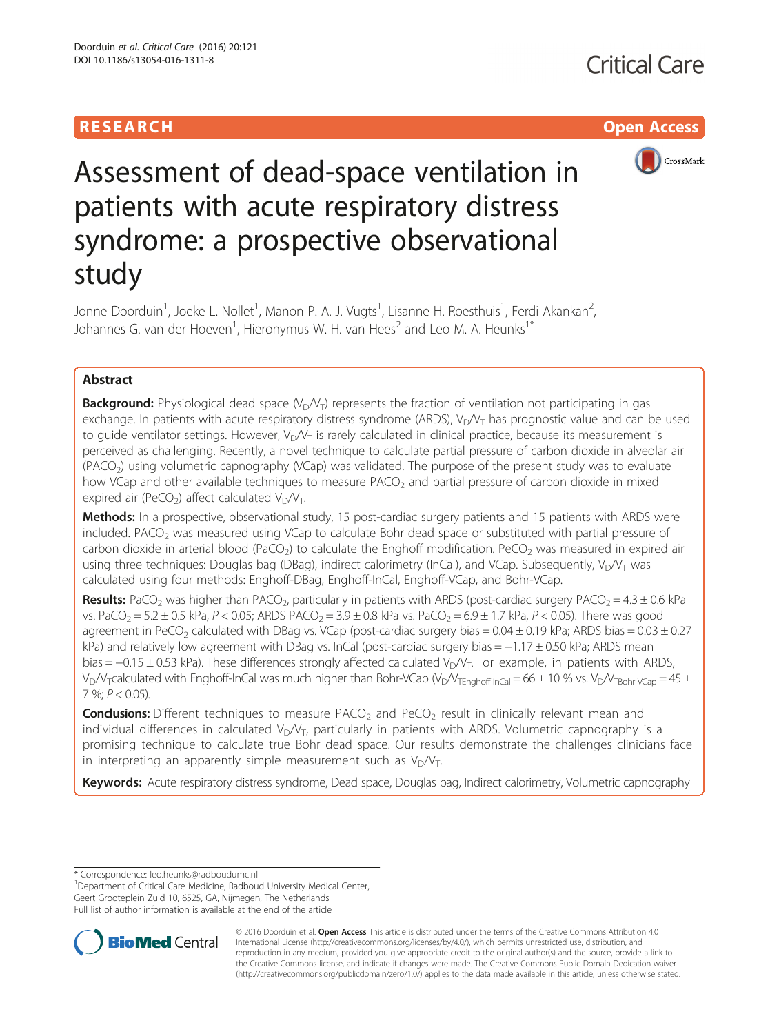RESEARCH Open Access

# Assessment of dead-space ventilation in patients with acute respiratory distress syndrome: a prospective observational study

Jonne Doorduin[1], Joeke L. Nollet[1], Manon P. A. J. Vugts[1], Lisanne H. Roesthuis[1], Ferdi Akankan[2], Johannes G. van der Hoeven[1], Hieronymus W. H. van Hees[2] and Leo M. A. Heunks[1*]

## Abstract

**Background:** Physiological dead space ($V_D/V_T$) represents the fraction of ventilation not participating in gas exchange. In patients with acute respiratory distress syndrome (ARDS), $V_D/V_T$ has prognostic value and can be used to guide ventilator settings. However, $V_D/V_T$ is rarely calculated in clinical practice, because its measurement is perceived as challenging. Recently, a novel technique to calculate partial pressure of carbon dioxide in alveolar air ($PACO_2$) using volumetric capnography (VCap) was validated. The purpose of the present study was to evaluate how VCap and other available techniques to measure $PACO_2$ and partial pressure of carbon dioxide in mixed expired air ($PeCO_2$) affect calculated $V_D/V_T$.

**Methods:** In a prospective, observational study, 15 post-cardiac surgery patients and 15 patients with ARDS were included. $PACO_2$ was measured using VCap to calculate Bohr dead space or substituted with partial pressure of carbon dioxide in arterial blood ($PaCO_2$) to calculate the Enghoff modification. $PeCO_2$ was measured in expired air using three techniques: Douglas bag (DBag), indirect calorimetry (InCal), and VCap. Subsequently, $V_D/V_T$ was calculated using four methods: Enghoff-DBag, Enghoff-InCal, Enghoff-VCap, and Bohr-VCap.

**Results:** $PaCO_2$ was higher than $PACO_2$, particularly in patients with ARDS (post-cardiac surgery $PACO_2 = 4.3 \pm 0.6$ kPa vs. $PaCO_2 = 5.2 \pm 0.5$ kPa, $P < 0.05$; ARDS $PACO_2 = 3.9 \pm 0.8$ kPa vs. $PaCO_2 = 6.9 \pm 1.7$ kPa, $P < 0.05$). There was good agreement in $PeCO_2$ calculated with DBag vs. VCap (post-cardiac surgery bias = $0.04 \pm 0.19$ kPa; ARDS bias = $0.03 \pm 0.27$ kPa) and relatively low agreement with DBag vs. InCal (post-cardiac surgery bias = $-1.17 \pm 0.50$ kPa; ARDS mean bias = $-0.15 \pm 0.53$ kPa). These differences strongly affected calculated $V_D/V_T$. For example, in patients with ARDS, $V_D/V_T$calculated with Enghoff-InCal was much higher than Bohr-VCap ($V_D/V_{TEnghoff\text{-}InCal} = 66 \pm 10$ % vs. $V_D/V_{TBohr\text{-}VCap} = 45 \pm 7$ %; $P < 0.05$).

**Conclusions:** Different techniques to measure $PACO_2$ and $PeCO_2$ result in clinically relevant mean and individual differences in calculated $V_D/V_T$, particularly in patients with ARDS. Volumetric capnography is a promising technique to calculate true Bohr dead space. Our results demonstrate the challenges clinicians face in interpreting an apparently simple measurement such as $V_D/V_T$.

**Keywords:** Acute respiratory distress syndrome, Dead space, Douglas bag, Indirect calorimetry, Volumetric capnography

* Correspondence: leo.heunks@radboudumc.nl
[1]Department of Critical Care Medicine, Radboud University Medical Center, Geert Grooteplein Zuid 10, 6525, GA, Nijmegen, The Netherlands
Full list of author information is available at the end of the article

© 2016 Doorduin et al. **Open Access** This article is distributed under the terms of the Creative Commons Attribution 4.0 International License (http://creativecommons.org/licenses/by/4.0/), which permits unrestricted use, distribution, and reproduction in any medium, provided you give appropriate credit to the original author(s) and the source, provide a link to the Creative Commons license, and indicate if changes were made. The Creative Commons Public Domain Dedication waiver (http://creativecommons.org/publicdomain/zero/1.0/) applies to the data made available in this article, unless otherwise stated.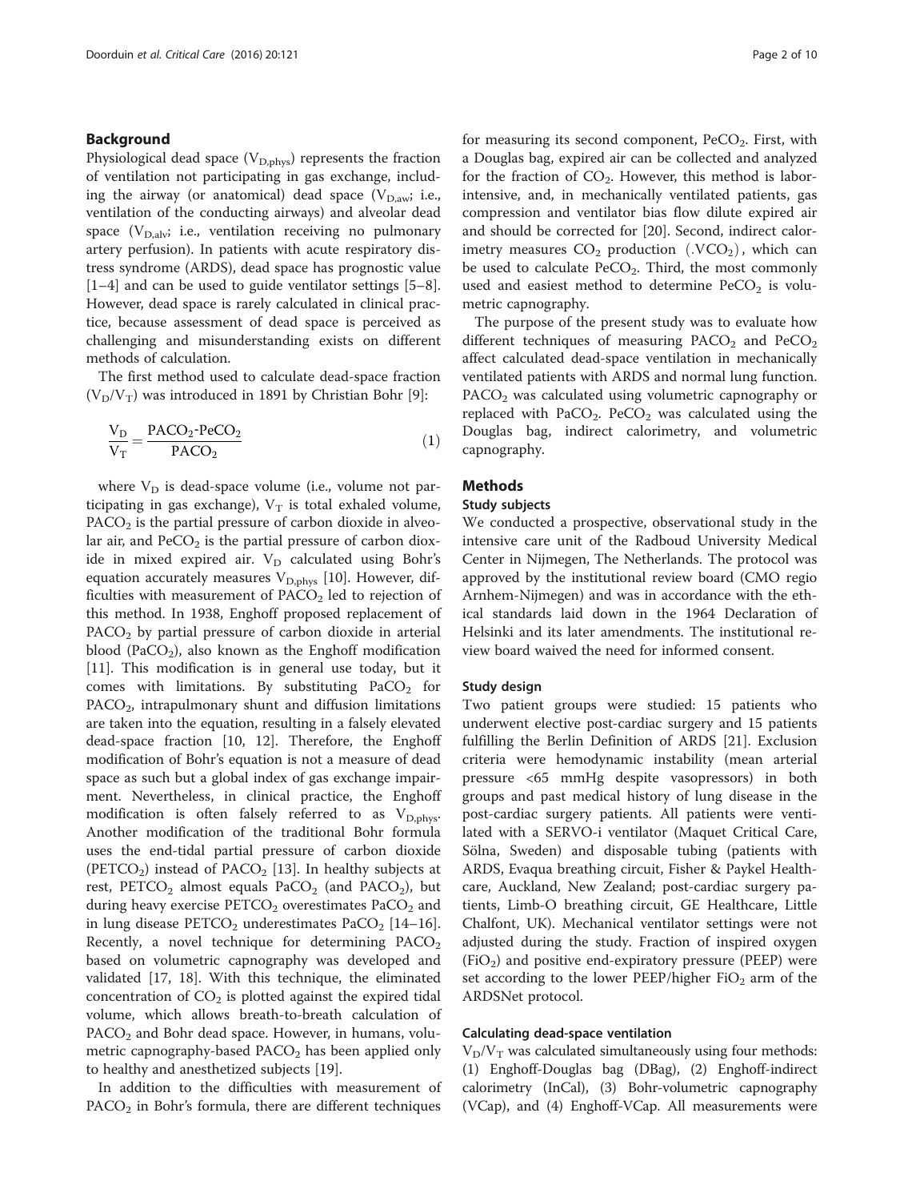## Background

Physiological dead space ($V_{D,phys}$) represents the fraction of ventilation not participating in gas exchange, including the airway (or anatomical) dead space ($V_{D,aw}$; i.e., ventilation of the conducting airways) and alveolar dead space ($V_{D,alv}$; i.e., ventilation receiving no pulmonary artery perfusion). In patients with acute respiratory distress syndrome (ARDS), dead space has prognostic value [1–4] and can be used to guide ventilator settings [5–8]. However, dead space is rarely calculated in clinical practice, because assessment of dead space is perceived as challenging and misunderstanding exists on different methods of calculation.

The first method used to calculate dead-space fraction ($V_D/V_T$) was introduced in 1891 by Christian Bohr [9]:

$$\frac{V_D}{V_T} = \frac{PACO_2\text{-}PeCO_2}{PACO_2} \tag{1}$$

where $V_D$ is dead-space volume (i.e., volume not participating in gas exchange), $V_T$ is total exhaled volume, $PACO_2$ is the partial pressure of carbon dioxide in alveolar air, and $PeCO_2$ is the partial pressure of carbon dioxide in mixed expired air. $V_D$ calculated using Bohr's equation accurately measures $V_{D,phys}$ [10]. However, difficulties with measurement of $PACO_2$ led to rejection of this method. In 1938, Enghoff proposed replacement of $PACO_2$ by partial pressure of carbon dioxide in arterial blood ($PaCO_2$), also known as the Enghoff modification [11]. This modification is in general use today, but it comes with limitations. By substituting $PaCO_2$ for $PACO_2$, intrapulmonary shunt and diffusion limitations are taken into the equation, resulting in a falsely elevated dead-space fraction [10, 12]. Therefore, the Enghoff modification of Bohr's equation is not a measure of dead space as such but a global index of gas exchange impairment. Nevertheless, in clinical practice, the Enghoff modification is often falsely referred to as $V_{D,phys}$. Another modification of the traditional Bohr formula uses the end-tidal partial pressure of carbon dioxide ($PETCO_2$) instead of $PACO_2$ [13]. In healthy subjects at rest, $PETCO_2$ almost equals $PaCO_2$ (and $PACO_2$), but during heavy exercise $PETCO_2$ overestimates $PaCO_2$ and in lung disease $PETCO_2$ underestimates $PaCO_2$ [14–16]. Recently, a novel technique for determining $PACO_2$ based on volumetric capnography was developed and validated [17, 18]. With this technique, the eliminated concentration of $CO_2$ is plotted against the expired tidal volume, which allows breath-to-breath calculation of $PACO_2$ and Bohr dead space. However, in humans, volumetric capnography-based $PACO_2$ has been applied only to healthy and anesthetized subjects [19].

In addition to the difficulties with measurement of $PACO_2$ in Bohr's formula, there are different techniques for measuring its second component, $PeCO_2$. First, with a Douglas bag, expired air can be collected and analyzed for the fraction of $CO_2$. However, this method is labor-intensive, and, in mechanically ventilated patients, gas compression and ventilator bias flow dilute expired air and should be corrected for [20]. Second, indirect calorimetry measures $CO_2$ production ($\dot{V}CO_2$), which can be used to calculate $PeCO_2$. Third, the most commonly used and easiest method to determine $PeCO_2$ is volumetric capnography.

The purpose of the present study was to evaluate how different techniques of measuring $PACO_2$ and $PeCO_2$ affect calculated dead-space ventilation in mechanically ventilated patients with ARDS and normal lung function. $PACO_2$ was calculated using volumetric capnography or replaced with $PaCO_2$. $PeCO_2$ was calculated using the Douglas bag, indirect calorimetry, and volumetric capnography.

## Methods

### Study subjects

We conducted a prospective, observational study in the intensive care unit of the Radboud University Medical Center in Nijmegen, The Netherlands. The protocol was approved by the institutional review board (CMO regio Arnhem-Nijmegen) and was in accordance with the ethical standards laid down in the 1964 Declaration of Helsinki and its later amendments. The institutional review board waived the need for informed consent.

### Study design

Two patient groups were studied: 15 patients who underwent elective post-cardiac surgery and 15 patients fulfilling the Berlin Definition of ARDS [21]. Exclusion criteria were hemodynamic instability (mean arterial pressure <65 mmHg despite vasopressors) in both groups and past medical history of lung disease in the post-cardiac surgery patients. All patients were ventilated with a SERVO-i ventilator (Maquet Critical Care, Sölna, Sweden) and disposable tubing (patients with ARDS, Evaqua breathing circuit, Fisher & Paykel Healthcare, Auckland, New Zealand; post-cardiac surgery patients, Limb-O breathing circuit, GE Healthcare, Little Chalfont, UK). Mechanical ventilator settings were not adjusted during the study. Fraction of inspired oxygen ($FiO_2$) and positive end-expiratory pressure (PEEP) were set according to the lower PEEP/higher $FiO_2$ arm of the ARDSNet protocol.

### Calculating dead-space ventilation

$V_D/V_T$ was calculated simultaneously using four methods: (1) Enghoff-Douglas bag (DBag), (2) Enghoff-indirect calorimetry (InCal), (3) Bohr-volumetric capnography (VCap), and (4) Enghoff-VCap. All measurements were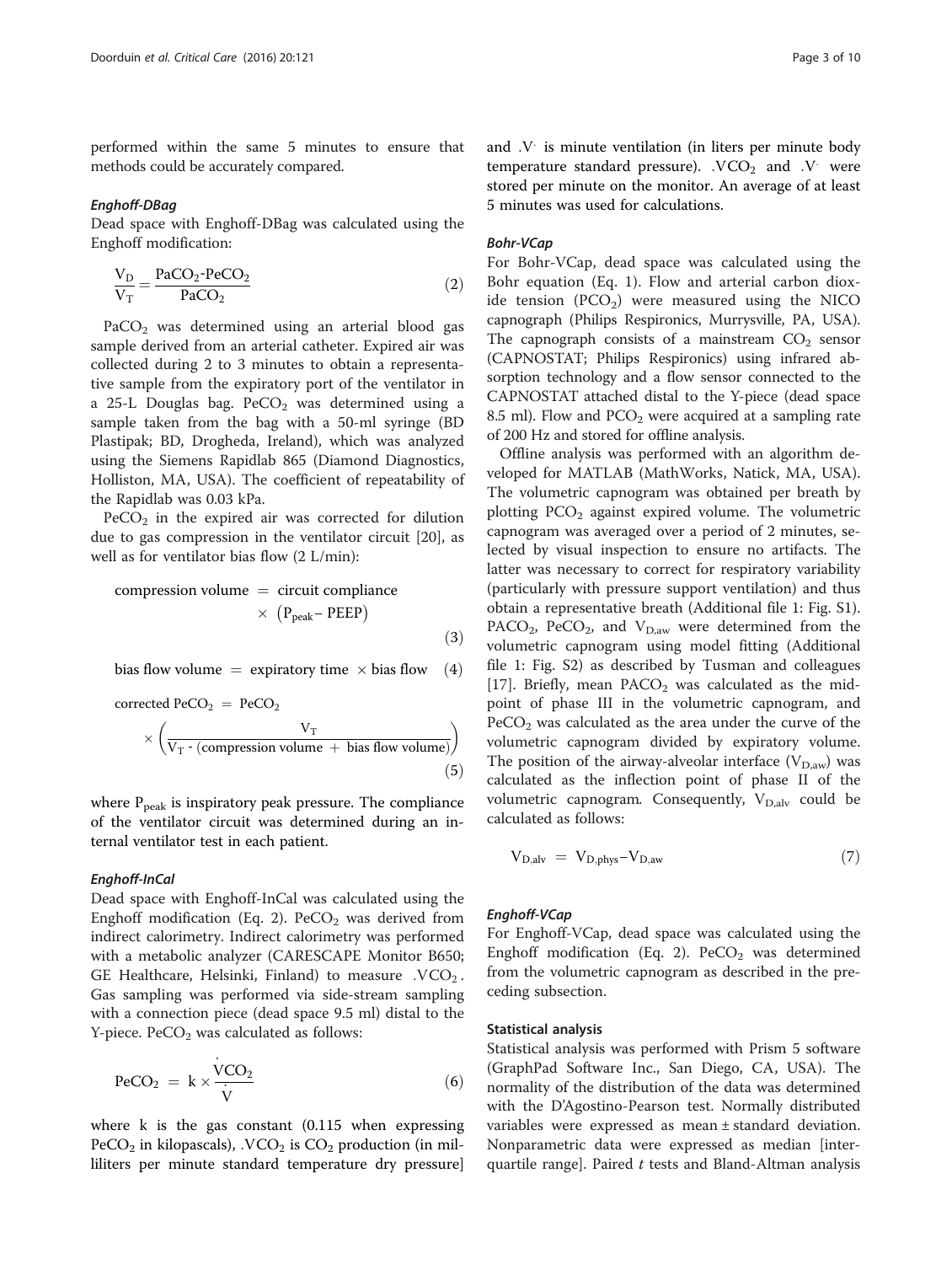performed within the same 5 minutes to ensure that methods could be accurately compared.

#### *Enghoff-DBag*

Dead space with Enghoff-DBag was calculated using the Enghoff modification:

$$\frac{V_D}{V_T} = \frac{PaCO_2\text{-}PeCO_2}{PaCO_2} \tag{2}$$

$PaCO_2$ was determined using an arterial blood gas sample derived from an arterial catheter. Expired air was collected during 2 to 3 minutes to obtain a representative sample from the expiratory port of the ventilator in a 25-L Douglas bag. $PeCO_2$ was determined using a sample taken from the bag with a 50-ml syringe (BD Plastipak; BD, Drogheda, Ireland), which was analyzed using the Siemens Rapidlab 865 (Diamond Diagnostics, Holliston, MA, USA). The coefficient of repeatability of the Rapidlab was 0.03 kPa.

$PeCO_2$ in the expired air was corrected for dilution due to gas compression in the ventilator circuit [20], as well as for ventilator bias flow (2 L/min):

$$\text{compression volume} = \text{circuit compliance} \times \left(P_{peak} - \text{PEEP}\right) \tag{3}$$

$$\text{bias flow volume} = \text{expiratory time} \times \text{bias flow} \tag{4}$$

$$\text{corrected } PeCO_2 = PeCO_2 \times \left(\frac{V_T}{V_T - (\text{compression volume} + \text{bias flow volume})}\right) \tag{5}$$

where $P_{peak}$ is inspiratory peak pressure. The compliance of the ventilator circuit was determined during an internal ventilator test in each patient.

#### *Enghoff-InCal*

Dead space with Enghoff-InCal was calculated using the Enghoff modification (Eq. 2). $PeCO_2$ was derived from indirect calorimetry. Indirect calorimetry was performed with a metabolic analyzer (CARESCAPE Monitor B650; GE Healthcare, Helsinki, Finland) to measure $\dot{V}CO_2$. Gas sampling was performed via side-stream sampling with a connection piece (dead space 9.5 ml) distal to the Y-piece. $PeCO_2$ was calculated as follows:

$$PeCO_2 = k \times \frac{\dot{V}CO_2}{\dot{V}} \tag{6}$$

where k is the gas constant (0.115 when expressing $PeCO_2$ in kilopascals), $\dot{V}CO_2$ is $CO_2$ production (in milliliters per minute standard temperature dry pressure) and $\dot{V}$ is minute ventilation (in liters per minute body temperature standard pressure). $\dot{V}CO_2$ and $\dot{V}$ were stored per minute on the monitor. An average of at least 5 minutes was used for calculations.

#### *Bohr-VCap*

For Bohr-VCap, dead space was calculated using the Bohr equation (Eq. 1). Flow and arterial carbon dioxide tension ($PCO_2$) were measured using the NICO capnograph (Philips Respironics, Murrysville, PA, USA). The capnograph consists of a mainstream $CO_2$ sensor (CAPNOSTAT; Philips Respironics) using infrared absorption technology and a flow sensor connected to the CAPNOSTAT attached distal to the Y-piece (dead space 8.5 ml). Flow and $PCO_2$ were acquired at a sampling rate of 200 Hz and stored for offline analysis.

Offline analysis was performed with an algorithm developed for MATLAB (MathWorks, Natick, MA, USA). The volumetric capnogram was obtained per breath by plotting $PCO_2$ against expired volume. The volumetric capnogram was averaged over a period of 2 minutes, selected by visual inspection to ensure no artifacts. The latter was necessary to correct for respiratory variability (particularly with pressure support ventilation) and thus obtain a representative breath (Additional file 1: Fig. S1). $PACO_2$, $PeCO_2$, and $V_{D,aw}$ were determined from the volumetric capnogram using model fitting (Additional file 1: Fig. S2) as described by Tusman and colleagues [17]. Briefly, mean $PACO_2$ was calculated as the midpoint of phase III in the volumetric capnogram, and $PeCO_2$ was calculated as the area under the curve of the volumetric capnogram divided by expiratory volume. The position of the airway-alveolar interface ($V_{D,aw}$) was calculated as the inflection point of phase II of the volumetric capnogram. Consequently, $V_{D,alv}$ could be calculated as follows:

$$V_{D,alv} = V_{D,phys} - V_{D,aw} \tag{7}$$

#### *Enghoff-VCap*

For Enghoff-VCap, dead space was calculated using the Enghoff modification (Eq. 2). $PeCO_2$ was determined from the volumetric capnogram as described in the preceding subsection.

### Statistical analysis

Statistical analysis was performed with Prism 5 software (GraphPad Software Inc., San Diego, CA, USA). The normality of the distribution of the data was determined with the D'Agostino-Pearson test. Normally distributed variables were expressed as mean ± standard deviation. Nonparametric data were expressed as median [interquartile range]. Paired *t* tests and Bland-Altman analysis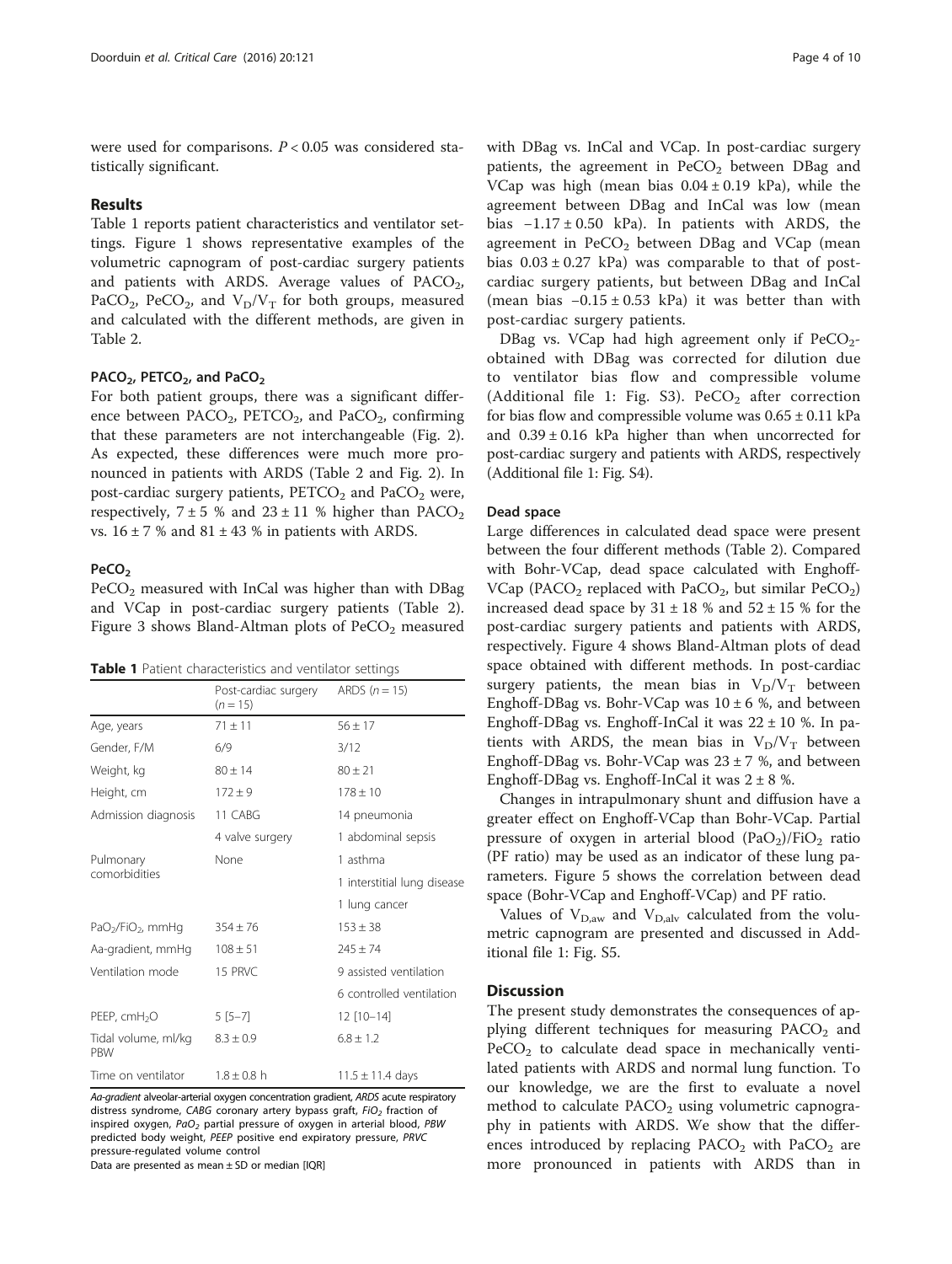were used for comparisons. $P < 0.05$ was considered statistically significant.

## Results

Table 1 reports patient characteristics and ventilator settings. Figure 1 shows representative examples of the volumetric capnogram of post-cardiac surgery patients and patients with ARDS. Average values of $PACO_2$, $PaCO_2$, $PeCO_2$, and $V_D/V_T$ for both groups, measured and calculated with the different methods, are given in Table 2.

### $PACO_2$, $PETCO_2$, and $PaCO_2$

For both patient groups, there was a significant difference between $PACO_2$, $PETCO_2$, and $PaCO_2$, confirming that these parameters are not interchangeable (Fig. 2). As expected, these differences were much more pronounced in patients with ARDS (Table 2 and Fig. 2). In post-cardiac surgery patients, $PETCO_2$ and $PaCO_2$ were, respectively, 7 ± 5 % and 23 ± 11 % higher than $PACO_2$ vs. 16 ± 7 % and 81 ± 43 % in patients with ARDS.

### $PeCO_2$

$PeCO_2$ measured with InCal was higher than with DBag and VCap in post-cardiac surgery patients (Table 2). Figure 3 shows Bland-Altman plots of $PeCO_2$ measured with DBag vs. InCal and VCap. In post-cardiac surgery patients, the agreement in $PeCO_2$ between DBag and VCap was high (mean bias 0.04 ± 0.19 kPa), while the agreement between DBag and InCal was low (mean bias −1.17 ± 0.50 kPa). In patients with ARDS, the agreement in $PeCO_2$ between DBag and VCap (mean bias 0.03 ± 0.27 kPa) was comparable to that of post-cardiac surgery patients, but between DBag and InCal (mean bias −0.15 ± 0.53 kPa) it was better than with post-cardiac surgery patients.

DBag vs. VCap had high agreement only if $PeCO_2$-obtained with DBag was corrected for dilution due to ventilator bias flow and compressible volume (Additional file 1: Fig. S3). $PeCO_2$ after correction for bias flow and compressible volume was 0.65 ± 0.11 kPa and 0.39 ± 0.16 kPa higher than when uncorrected for post-cardiac surgery and patients with ARDS, respectively (Additional file 1: Fig. S4).

### Dead space

Large differences in calculated dead space were present between the four different methods (Table 2). Compared with Bohr-VCap, dead space calculated with Enghoff-VCap ($PACO_2$ replaced with $PaCO_2$, but similar $PeCO_2$) increased dead space by 31 ± 18 % and 52 ± 15 % for the post-cardiac surgery patients and patients with ARDS, respectively. Figure 4 shows Bland-Altman plots of dead space obtained with different methods. In post-cardiac surgery patients, the mean bias in $V_D/V_T$ between Enghoff-DBag vs. Bohr-VCap was 10 ± 6 %, and between Enghoff-DBag vs. Enghoff-InCal it was 22 ± 10 %. In patients with ARDS, the mean bias in $V_D/V_T$ between Enghoff-DBag vs. Bohr-VCap was 23 ± 7 %, and between Enghoff-DBag vs. Enghoff-InCal it was 2 ± 8 %.

Changes in intrapulmonary shunt and diffusion have a greater effect on Enghoff-VCap than Bohr-VCap. Partial pressure of oxygen in arterial blood ($PaO_2$)/$FiO_2$ ratio (PF ratio) may be used as an indicator of these lung parameters. Figure 5 shows the correlation between dead space (Bohr-VCap and Enghoff-VCap) and PF ratio.

Values of $V_{D,aw}$ and $V_{D,alv}$ calculated from the volumetric capnogram are presented and discussed in Additional file 1: Fig. S5.

**Table 1** Patient characteristics and ventilator settings

| | Post-cardiac surgery ($n = 15$) | ARDS ($n = 15$) |
|---|---|---|
| Age, years | 71 ± 11 | 56 ± 17 |
| Gender, F/M | 6/9 | 3/12 |
| Weight, kg | 80 ± 14 | 80 ± 21 |
| Height, cm | 172 ± 9 | 178 ± 10 |
| Admission diagnosis | 11 CABG | 14 pneumonia |
| | 4 valve surgery | 1 abdominal sepsis |
| Pulmonary comorbidities | None | 1 asthma |
| | | 1 interstitial lung disease |
| | | 1 lung cancer |
| $PaO_2/FiO_2$, mmHg | 354 ± 76 | 153 ± 38 |
| Aa-gradient, mmHg | 108 ± 51 | 245 ± 74 |
| Ventilation mode | 15 PRVC | 9 assisted ventilation |
| | | 6 controlled ventilation |
| PEEP, $cmH_2O$ | 5 [5–7] | 12 [10–14] |
| Tidal volume, ml/kg PBW | 8.3 ± 0.9 | 6.8 ± 1.2 |
| Time on ventilator | 1.8 ± 0.8 h | 11.5 ± 11.4 days |

*Aa-gradient* alveolar-arterial oxygen concentration gradient, *ARDS* acute respiratory distress syndrome, *CABG* coronary artery bypass graft, *$FiO_2$* fraction of inspired oxygen, *$PaO_2$* partial pressure of oxygen in arterial blood, *PBW* predicted body weight, *PEEP* positive end expiratory pressure, *PRVC* pressure-regulated volume control

Data are presented as mean ± SD or median [IQR]

## Discussion

The present study demonstrates the consequences of applying different techniques for measuring $PACO_2$ and $PeCO_2$ to calculate dead space in mechanically ventilated patients with ARDS and normal lung function. To our knowledge, we are the first to evaluate a novel method to calculate $PACO_2$ using volumetric capnography in patients with ARDS. We show that the differences introduced by replacing $PACO_2$ with $PaCO_2$ are more pronounced in patients with ARDS than in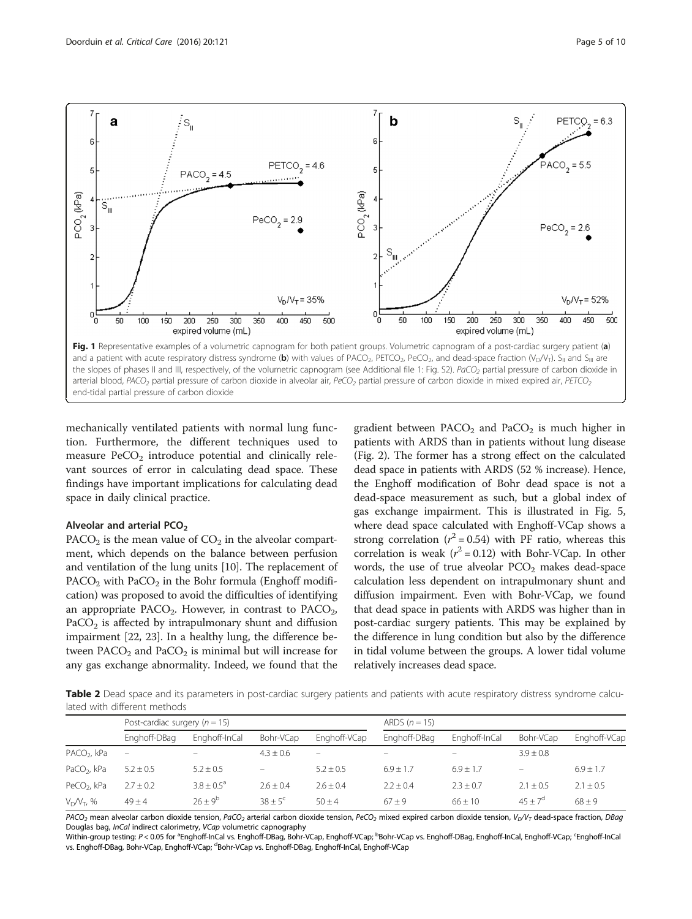Fig. 1 Representative examples of a volumetric capnogram for both patient groups. Volumetric capnogram of a post-cardiac surgery patient (**a**) and a patient with acute respiratory distress syndrome (**b**) with values of $PACO_2$, $PETCO_2$, $PeCO_2$, and dead-space fraction ($V_D/V_T$). $S_{II}$ and $S_{III}$ are the slopes of phases II and III, respectively, of the volumetric capnogram (see Additional file 1: Fig. S2). *$PaCO_2$* partial pressure of carbon dioxide in arterial blood, *$PACO_2$* partial pressure of carbon dioxide in alveolar air, *$PeCO_2$* partial pressure of carbon dioxide in mixed expired air, *$PETCO_2$* end-tidal partial pressure of carbon dioxide

mechanically ventilated patients with normal lung function. Furthermore, the different techniques used to measure $PeCO_2$ introduce potential and clinically relevant sources of error in calculating dead space. These findings have important implications for calculating dead space in daily clinical practice.

### Alveolar and arterial $PCO_2$

$PACO_2$ is the mean value of $CO_2$ in the alveolar compartment, which depends on the balance between perfusion and ventilation of the lung units [10]. The replacement of $PACO_2$ with $PaCO_2$ in the Bohr formula (Enghoff modification) was proposed to avoid the difficulties of identifying an appropriate $PACO_2$. However, in contrast to $PACO_2$, $PaCO_2$ is affected by intrapulmonary shunt and diffusion impairment [22, 23]. In a healthy lung, the difference between $PACO_2$ and $PaCO_2$ is minimal but will increase for any gas exchange abnormality. Indeed, we found that the gradient between $PACO_2$ and $PaCO_2$ is much higher in patients with ARDS than in patients without lung disease (Fig. 2). The former has a strong effect on the calculated dead space in patients with ARDS (52 % increase). Hence, the Enghoff modification of Bohr dead space is not a dead-space measurement as such, but a global index of gas exchange impairment. This is illustrated in Fig. 5, where dead space calculated with Enghoff-VCap shows a strong correlation ($r^2 = 0.54$) with PF ratio, whereas this correlation is weak ($r^2 = 0.12$) with Bohr-VCap. In other words, the use of true alveolar $PCO_2$ makes dead-space calculation less dependent on intrapulmonary shunt and diffusion impairment. Even with Bohr-VCap, we found that dead space in patients with ARDS was higher than in post-cardiac surgery patients. This may be explained by the difference in lung condition but also by the difference in tidal volume between the groups. A lower tidal volume relatively increases dead space.

**Table 2** Dead space and its parameters in post-cardiac surgery patients and patients with acute respiratory distress syndrome calculated with different methods

| | Post-cardiac surgery ($n = 15$) | | | | ARDS ($n = 15$) | | | |
|---|---|---|---|---|---|---|---|---|
| | Enghoff-DBag | Enghoff-InCal | Bohr-VCap | Enghoff-VCap | Enghoff-DBag | Enghoff-InCal | Bohr-VCap | Enghoff-VCap |
| $PACO_2$, kPa | – | – | 4.3 ± 0.6 | – | – | – | 3.9 ± 0.8 | |
| $PaCO_2$, kPa | 5.2 ± 0.5 | 5.2 ± 0.5 | – | 5.2 ± 0.5 | 6.9 ± 1.7 | 6.9 ± 1.7 | – | 6.9 ± 1.7 |
| $PeCO_2$, kPa | 2.7 ± 0.2 | 3.8 ± 0.5[a] | 2.6 ± 0.4 | 2.6 ± 0.4 | 2.2 ± 0.4 | 2.3 ± 0.7 | 2.1 ± 0.5 | 2.1 ± 0.5 |
| $V_D/V_T$, % | 49 ± 4 | 26 ± 9[b] | 38 ± 5[c] | 50 ± 4 | 67 ± 9 | 66 ± 10 | 45 ± 7[d] | 68 ± 9 |

*$PACO_2$* mean alveolar carbon dioxide tension, *$PaCO_2$* arterial carbon dioxide tension, *$PeCO_2$* mixed expired carbon dioxide tension, *$V_D/V_T$* dead-space fraction, *DBag* Douglas bag, *InCal* indirect calorimetry, *VCap* volumetric capnography

Within-group testing: $P < 0.05$ for [a]Enghoff-InCal vs. Enghoff-DBag, Bohr-VCap, Enghoff-VCap; [b]Bohr-VCap vs. Enghoff-DBag, Enghoff-InCal, Enghoff-VCap; [c]Enghoff-InCal vs. Enghoff-DBag, Bohr-VCap, Enghoff-VCap; [d]Bohr-VCap vs. Enghoff-DBag, Enghoff-InCal, Enghoff-VCap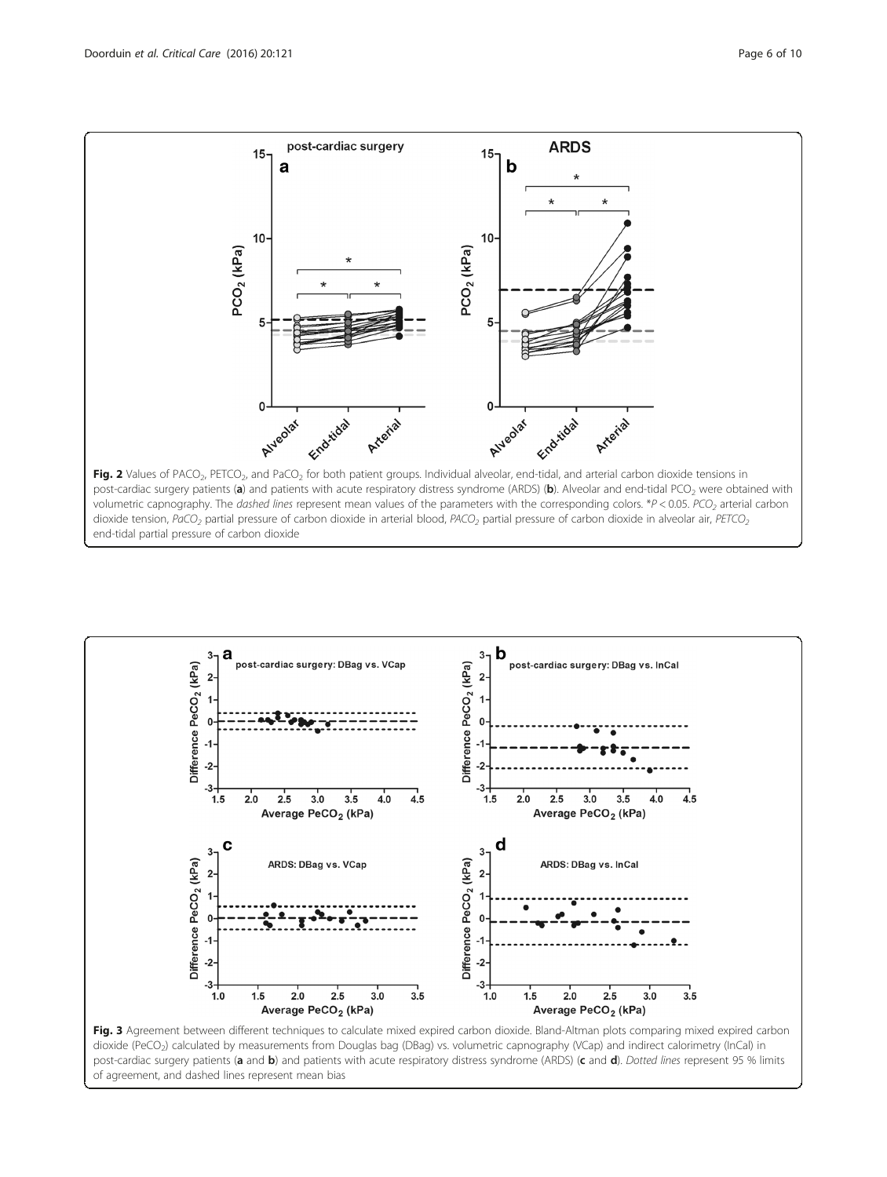**Fig. 2** Values of $PACO_2$, $PETCO_2$, and $PaCO_2$ for both patient groups. Individual alveolar, end-tidal, and arterial carbon dioxide tensions in post-cardiac surgery patients (**a**) and patients with acute respiratory distress syndrome (ARDS) (**b**). Alveolar and end-tidal $PCO_2$ were obtained with volumetric capnography. The *dashed lines* represent mean values of the parameters with the corresponding colors. *$P < 0.05$. $PCO_2$ arterial carbon dioxide tension, $PaCO_2$ partial pressure of carbon dioxide in arterial blood, $PACO_2$ partial pressure of carbon dioxide in alveolar air, $PETCO_2$ end-tidal partial pressure of carbon dioxide

**Fig. 3** Agreement between different techniques to calculate mixed expired carbon dioxide. Bland-Altman plots comparing mixed expired carbon dioxide ($PeCO_2$) calculated by measurements from Douglas bag (DBag) vs. volumetric capnography (VCap) and indirect calorimetry (InCal) in post-cardiac surgery patients (**a** and **b**) and patients with acute respiratory distress syndrome (ARDS) (**c** and **d**). *Dotted lines* represent 95 % limits of agreement, and dashed lines represent mean bias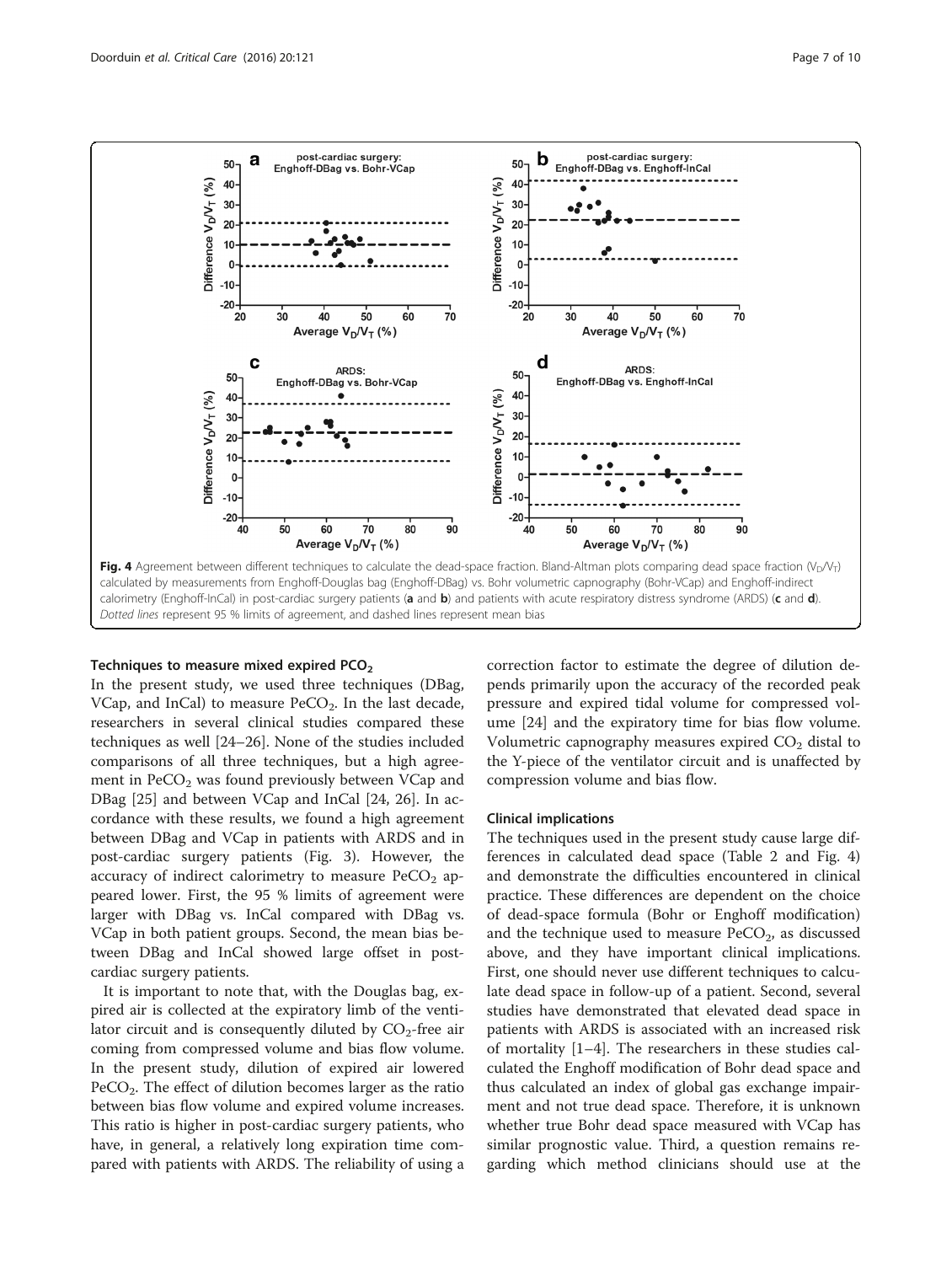Fig. 4 Agreement between different techniques to calculate the dead-space fraction. Bland-Altman plots comparing dead space fraction ($V_D/V_T$) calculated by measurements from Enghoff-Douglas bag (Enghoff-DBag) vs. Bohr volumetric capnography (Bohr-VCap) and Enghoff-indirect calorimetry (Enghoff-InCal) in post-cardiac surgery patients (**a** and **b**) and patients with acute respiratory distress syndrome (ARDS) (**c** and **d**). *Dotted lines* represent 95 % limits of agreement, and *dashed lines* represent mean bias

### Techniques to measure mixed expired $PCO_2$

In the present study, we used three techniques (DBag, VCap, and InCal) to measure $PeCO_2$. In the last decade, researchers in several clinical studies compared these techniques as well [24–26]. None of the studies included comparisons of all three techniques, but a high agreement in $PeCO_2$ was found previously between VCap and DBag [25] and between VCap and InCal [24, 26]. In accordance with these results, we found a high agreement between DBag and VCap in patients with ARDS and in post-cardiac surgery patients (Fig. 3). However, the accuracy of indirect calorimetry to measure $PeCO_2$ appeared lower. First, the 95 % limits of agreement were larger with DBag vs. InCal compared with DBag vs. VCap in both patient groups. Second, the mean bias between DBag and InCal showed large offset in post-cardiac surgery patients.

It is important to note that, with the Douglas bag, expired air is collected at the expiratory limb of the ventilator circuit and is consequently diluted by $CO_2$-free air coming from compressed volume and bias flow volume. In the present study, dilution of expired air lowered $PeCO_2$. The effect of dilution becomes larger as the ratio between bias flow volume and expired volume increases. This ratio is higher in post-cardiac surgery patients, who have, in general, a relatively long expiration time compared with patients with ARDS. The reliability of using a correction factor to estimate the degree of dilution depends primarily upon the accuracy of the recorded peak pressure and expired tidal volume for compressed volume [24] and the expiratory time for bias flow volume. Volumetric capnography measures expired $CO_2$ distal to the Y-piece of the ventilator circuit and is unaffected by compression volume and bias flow.

### Clinical implications

The techniques used in the present study cause large differences in calculated dead space (Table 2 and Fig. 4) and demonstrate the difficulties encountered in clinical practice. These differences are dependent on the choice of dead-space formula (Bohr or Enghoff modification) and the technique used to measure $PeCO_2$, as discussed above, and they have important clinical implications. First, one should never use different techniques to calculate dead space in follow-up of a patient. Second, several studies have demonstrated that elevated dead space in patients with ARDS is associated with an increased risk of mortality [1–4]. The researchers in these studies calculated the Enghoff modification of Bohr dead space and thus calculated an index of global gas exchange impairment and not true dead space. Therefore, it is unknown whether true Bohr dead space measured with VCap has similar prognostic value. Third, a question remains regarding which method clinicians should use at the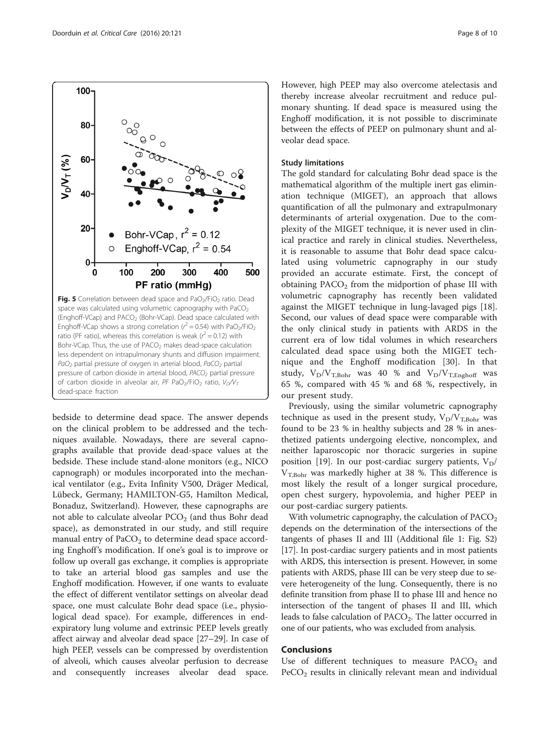**Fig. 5** Correlation between dead space and $PaO_2/FiO_2$ ratio. Dead space was calculated using volumetric capnography with $PaCO_2$ (Enghoff-VCap) and $PACO_2$ (Bohr-VCap). Dead space calculated with Enghoff-VCap shows a strong correlation ($r^2 = 0.54$) with $PaO_2/FiO_2$ ratio (PF ratio), whereas this correlation is weak ($r^2 = 0.12$) with Bohr-VCap. Thus, the use of $PACO_2$ makes dead-space calculation less dependent on intrapulmonary shunts and diffusion impairment. *$PaO_2$* partial pressure of oxygen in arterial blood, *$PaCO_2$* partial pressure of carbon dioxide in arterial blood, *$PACO_2$* partial pressure of carbon dioxide in alveolar air, *PF* $PaO_2/FiO_2$ ratio, *$V_D/V_T$* dead-space fraction

bedside to determine dead space. The answer depends on the clinical problem to be addressed and the techniques available. Nowadays, there are several capnographs available that provide dead-space values at the bedside. These include stand-alone monitors (e.g., NICO capnograph) or modules incorporated into the mechanical ventilator (e.g., Evita Infinity V500, Dräger Medical, Lübeck, Germany; HAMILTON-G5, Hamilton Medical, Bonaduz, Switzerland). However, these capnographs are not able to calculate alveolar $PCO_2$ (and thus Bohr dead space), as demonstrated in our study, and still require manual entry of $PaCO_2$ to determine dead space according Enghoff's modification. If one's goal is to improve or follow up overall gas exchange, it complies is appropriate to take an arterial blood gas samples and use the Enghoff modification. However, if one wants to evaluate the effect of different ventilator settings on alveolar dead space, one must calculate Bohr dead space (i.e., physiological dead space). For example, differences in end-expiratory lung volume and extrinsic PEEP levels greatly affect airway and alveolar dead space [27–29]. In case of high PEEP, vessels can be compressed by overdistention of alveoli, which causes alveolar perfusion to decrease and consequently increases alveolar dead space. However, high PEEP may also overcome atelectasis and thereby increase alveolar recruitment and reduce pulmonary shunting. If dead space is measured using the Enghoff modification, it is not possible to discriminate between the effects of PEEP on pulmonary shunt and alveolar dead space.

### Study limitations

The gold standard for calculating Bohr dead space is the mathematical algorithm of the multiple inert gas elimination technique (MIGET), an approach that allows quantification of all the pulmonary and extrapulmonary determinants of arterial oxygenation. Due to the complexity of the MIGET technique, it is never used in clinical practice and rarely in clinical studies. Nevertheless, it is reasonable to assume that Bohr dead space calculated using volumetric capnography in our study provided an accurate estimate. First, the concept of obtaining $PACO_2$ from the midportion of phase III with volumetric capnography has recently been validated against the MIGET technique in lung-lavaged pigs [18]. Second, our values of dead space were comparable with the only clinical study in patients with ARDS in the current era of low tidal volumes in which researchers calculated dead space using both the MIGET technique and the Enghoff modification [30]. In that study, $V_D/V_{T,Bohr}$ was 40 % and $V_D/V_{T,Enghoff}$ was 65 %, compared with 45 % and 68 %, respectively, in our present study.

Previously, using the similar volumetric capnography technique as used in the present study, $V_D/V_{T,Bohr}$ was found to be 23 % in healthy subjects and 28 % in anesthetized patients undergoing elective, noncomplex, and neither laparoscopic nor thoracic surgeries in supine position [19]. In our post-cardiac surgery patients, $V_D/V_{T,Bohr}$ was markedly higher at 38 %. This difference is most likely the result of a longer surgical procedure, open chest surgery, hypovolemia, and higher PEEP in our post-cardiac surgery patients.

With volumetric capnography, the calculation of $PACO_2$ depends on the determination of the intersections of the tangents of phases II and III (Additional file 1: Fig. S2) [17]. In post-cardiac surgery patients and in most patients with ARDS, this intersection is present. However, in some patients with ARDS, phase III can be very steep due to severe heterogeneity of the lung. Consequently, there is no definite transition from phase II to phase III and hence no intersection of the tangent of phases II and III, which leads to false calculation of $PACO_2$. The latter occurred in one of our patients, who was excluded from analysis.

## Conclusions

Use of different techniques to measure $PACO_2$ and $PeCO_2$ results in clinically relevant mean and individual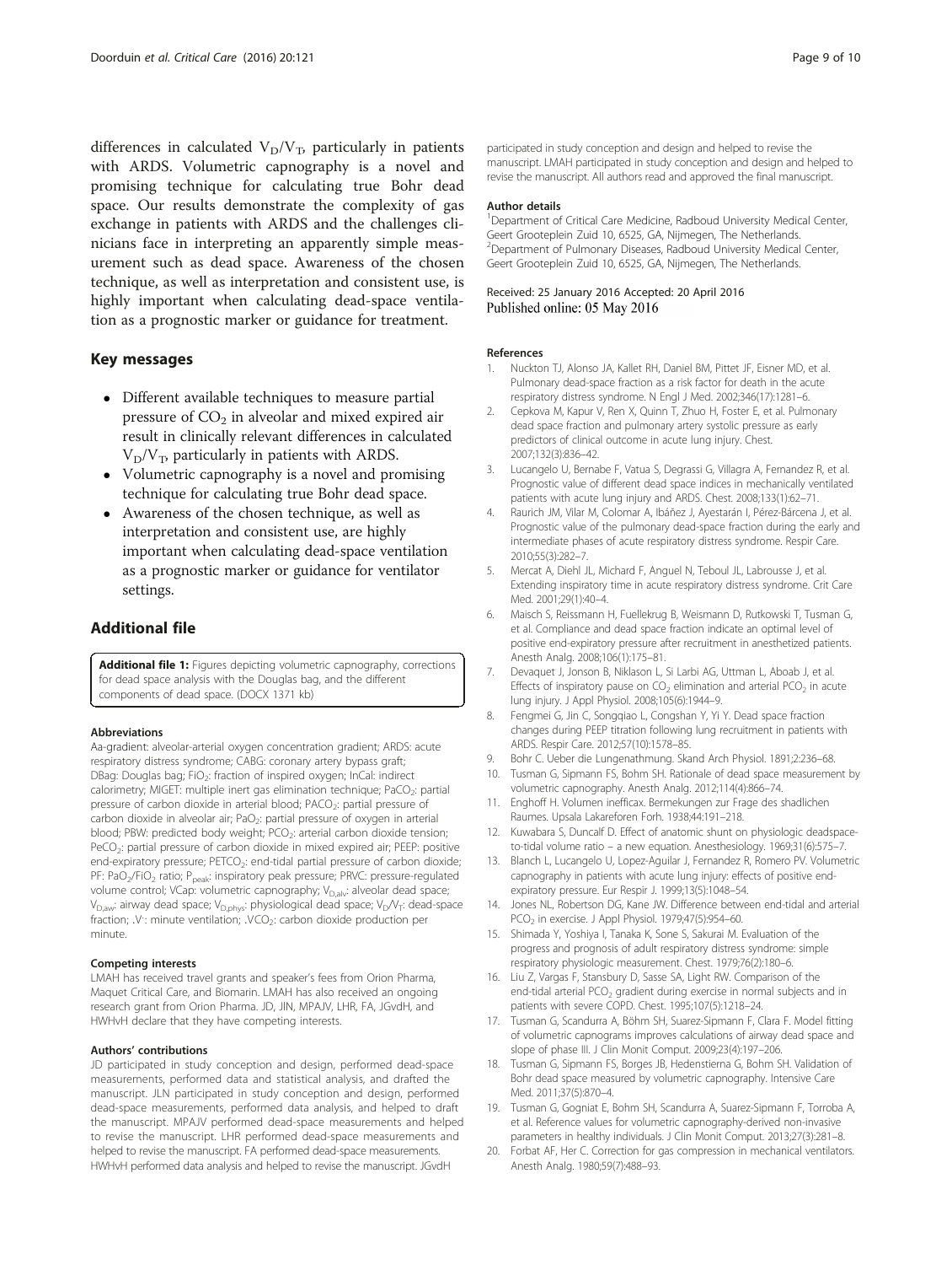differences in calculated $V_D/V_T$, particularly in patients with ARDS. Volumetric capnography is a novel and promising technique for calculating true Bohr dead space. Our results demonstrate the complexity of gas exchange in patients with ARDS and the challenges clinicians face in interpreting an apparently simple measurement such as dead space. Awareness of the chosen technique, as well as interpretation and consistent use, is highly important when calculating dead-space ventilation as a prognostic marker or guidance for treatment.

## Key messages

- Different available techniques to measure partial pressure of $CO_2$ in alveolar and mixed expired air result in clinically relevant differences in calculated $V_D/V_T$, particularly in patients with ARDS.
- Volumetric capnography is a novel and promising technique for calculating true Bohr dead space.
- Awareness of the chosen technique, as well as interpretation and consistent use, are highly important when calculating dead-space ventilation as a prognostic marker or guidance for ventilator settings.

## Additional file

**Additional file 1:** Figures depicting volumetric capnography, corrections for dead space analysis with the Douglas bag, and the different components of dead space. (DOCX 1371 kb)

#### Abbreviations

Aa-gradient: alveolar-arterial oxygen concentration gradient; ARDS: acute respiratory distress syndrome; CABG: coronary artery bypass graft; DBag: Douglas bag; $FiO_2$: fraction of inspired oxygen; InCal: indirect calorimetry; MIGET: multiple inert gas elimination technique; $PaCO_2$: partial pressure of carbon dioxide in arterial blood; $PACO_2$: partial pressure of carbon dioxide in alveolar air; $PaO_2$: partial pressure of oxygen in arterial blood; PBW: predicted body weight; $PCO_2$: arterial carbon dioxide tension; $PeCO_2$: partial pressure of carbon dioxide in mixed expired air; PEEP: positive end-expiratory pressure; $PETCO_2$: end-tidal partial pressure of carbon dioxide; PF: $PaO_2/FiO_2$ ratio; $P_{peak}$: inspiratory peak pressure; PRVC: pressure-regulated volume control; VCap: volumetric capnography; $V_{D,alv}$: alveolar dead space; $V_{D,aw}$: airway dead space; $V_{D,phys}$: physiological dead space; $V_D/V_T$: dead-space fraction; $\dot{V}$: minute ventilation; $\dot{V}CO_2$: carbon dioxide production per minute.

#### Competing interests

LMAH has received travel grants and speaker's fees from Orion Pharma, Maquet Critical Care, and Biomarin. LMAH has also received an ongoing research grant from Orion Pharma. JD, JLN, MPAJV, LHR, FA, JGvdH, and HWHvH declare that they have competing interests.

#### Authors' contributions

JD participated in study conception and design, performed dead-space measurements, performed data and statistical analysis, and drafted the manuscript. JLN participated in study conception and design, performed dead-space measurements, performed data analysis, and helped to draft the manuscript. MPAJV performed dead-space measurements and helped to revise the manuscript. LHR performed dead-space measurements and helped to revise the manuscript. FA performed dead-space measurements. HWHvH performed data analysis and helped to revise the manuscript. JGvdH participated in study conception and design and helped to revise the manuscript. LMAH participated in study conception and design and helped to revise the manuscript. All authors read and approved the final manuscript.

#### Author details

[1]Department of Critical Care Medicine, Radboud University Medical Center, Geert Grooteplein Zuid 10, 6525, GA, Nijmegen, The Netherlands. [2]Department of Pulmonary Diseases, Radboud University Medical Center, Geert Grooteplein Zuid 10, 6525, GA, Nijmegen, The Netherlands.

Received: 25 January 2016 Accepted: 20 April 2016
Published online: 05 May 2016

#### References

1. Nuckton TJ, Alonso JA, Kallet RH, Daniel BM, Pittet JF, Eisner MD, et al. Pulmonary dead-space fraction as a risk factor for death in the acute respiratory distress syndrome. N Engl J Med. 2002;346(17):1281–6.
2. Cepkova M, Kapur V, Ren X, Quinn T, Zhuo H, Foster E, et al. Pulmonary dead space fraction and pulmonary artery systolic pressure as early predictors of clinical outcome in acute lung injury. Chest. 2007;132(3):836–42.
3. Lucangelo U, Bernabe F, Vatua S, Degrassi G, Villagra A, Fernandez R, et al. Prognostic value of different dead space indices in mechanically ventilated patients with acute lung injury and ARDS. Chest. 2008;133(1):62–71.
4. Raurich JM, Vilar M, Colomar A, Ibáñez J, Ayestarán I, Pérez-Bárcena J, et al. Prognostic value of the pulmonary dead-space fraction during the early and intermediate phases of acute respiratory distress syndrome. Respir Care. 2010;55(3):282–7.
5. Mercat A, Diehl JL, Michard F, Anguel N, Teboul JL, Labrousse J, et al. Extending inspiratory time in acute respiratory distress syndrome. Crit Care Med. 2001;29(1):40–4.
6. Maisch S, Reissmann H, Fuellekrug B, Weismann D, Rutkowski T, Tusman G, et al. Compliance and dead space fraction indicate an optimal level of positive end-expiratory pressure after recruitment in anesthetized patients. Anesth Analg. 2008;106(1):175–81.
7. Devaquet J, Jonson B, Niklason L, Si Larbi AG, Uttman L, Aboab J, et al. Effects of inspiratory pause on $CO_2$ elimination and arterial $PCO_2$ in acute lung injury. J Appl Physiol. 2008;105(6):1944–9.
8. Fengmei G, Jin C, Songqiao L, Congshan Y, Yi Y. Dead space fraction changes during PEEP titration following lung recruitment in patients with ARDS. Respir Care. 2012;57(10):1578–85.
9. Bohr C. Ueber die Lungenathmung. Skand Arch Physiol. 1891;2:236–68.
10. Tusman G, Sipmann FS, Bohm SH. Rationale of dead space measurement by volumetric capnography. Anesth Analg. 2012;114(4):866–74.
11. Enghoff H. Volumen inefficax. Bermekungen zur Frage des shadlichen Raumes. Upsala Lakareforen Forh. 1938;44:191–218.
12. Kuwabara S, Duncalf D. Effect of anatomic shunt on physiologic deadspace-to-tidal volume ratio – a new equation. Anesthesiology. 1969;31(6):575–7.
13. Blanch L, Lucangelo U, Lopez-Aguilar J, Fernandez R, Romero PV. Volumetric capnography in patients with acute lung injury: effects of positive end-expiratory pressure. Eur Respir J. 1999;13(5):1048–54.
14. Jones NL, Robertson DG, Kane JW. Difference between end-tidal and arterial $PCO_2$ in exercise. J Appl Physiol. 1979;47(5):954–60.
15. Shimada Y, Yoshiya I, Tanaka K, Sone S, Sakurai M. Evaluation of the progress and prognosis of adult respiratory distress syndrome: simple respiratory physiologic measurement. Chest. 1979;76(2):180–6.
16. Liu Z, Vargas F, Stansbury D, Sasse SA, Light RW. Comparison of the end-tidal arterial $PCO_2$ gradient during exercise in normal subjects and in patients with severe COPD. Chest. 1995;107(5):1218–24.
17. Tusman G, Scandurra A, Böhm SH, Suarez-Sipmann F, Clara F. Model fitting of volumetric capnograms improves calculations of airway dead space and slope of phase III. J Clin Monit Comput. 2009;23(4):197–206.
18. Tusman G, Sipmann FS, Borges JB, Hedenstierna G, Bohm SH. Validation of Bohr dead space measured by volumetric capnography. Intensive Care Med. 2011;37(5):870–4.
19. Tusman G, Gogniat E, Bohm SH, Scandurra A, Suarez-Sipmann F, Torroba A, et al. Reference values for volumetric capnography-derived non-invasive parameters in healthy individuals. J Clin Monit Comput. 2013;27(3):281–8.
20. Forbat AF, Her C. Correction for gas compression in mechanical ventilators. Anesth Analg. 1980;59(7):488–93.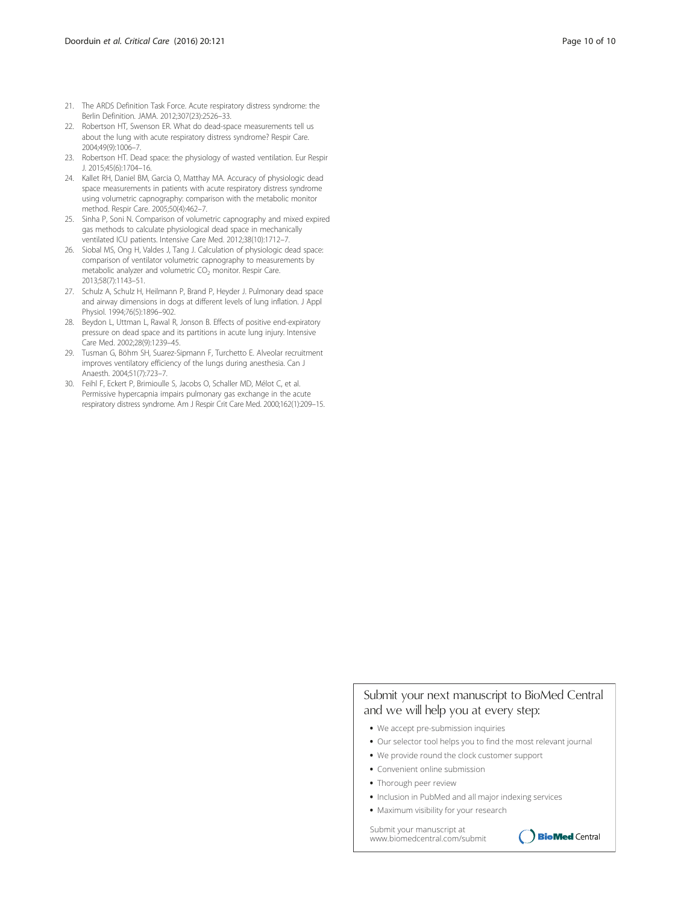21. The ARDS Definition Task Force. Acute respiratory distress syndrome: the Berlin Definition. JAMA. 2012;307(23):2526–33.
22. Robertson HT, Swenson ER. What do dead-space measurements tell us about the lung with acute respiratory distress syndrome? Respir Care. 2004;49(9):1006–7.
23. Robertson HT. Dead space: the physiology of wasted ventilation. Eur Respir J. 2015;45(6):1704–16.
24. Kallet RH, Daniel BM, Garcia O, Matthay MA. Accuracy of physiologic dead space measurements in patients with acute respiratory distress syndrome using volumetric capnography: comparison with the metabolic monitor method. Respir Care. 2005;50(4):462–7.
25. Sinha P, Soni N. Comparison of volumetric capnography and mixed expired gas methods to calculate physiological dead space in mechanically ventilated ICU patients. Intensive Care Med. 2012;38(10):1712–7.
26. Siobal MS, Ong H, Valdes J, Tang J. Calculation of physiologic dead space: comparison of ventilator volumetric capnography to measurements by metabolic analyzer and volumetric $CO_2$ monitor. Respir Care. 2013;58(7):1143–51.
27. Schulz A, Schulz H, Heilmann P, Brand P, Heyder J. Pulmonary dead space and airway dimensions in dogs at different levels of lung inflation. J Appl Physiol. 1994;76(5):1896–902.
28. Beydon L, Uttman L, Rawal R, Jonson B. Effects of positive end-expiratory pressure on dead space and its partitions in acute lung injury. Intensive Care Med. 2002;28(9):1239–45.
29. Tusman G, Böhm SH, Suarez-Sipmann F, Turchetto E. Alveolar recruitment improves ventilatory efficiency of the lungs during anesthesia. Can J Anaesth. 2004;51(7):723–7.
30. Feihl F, Eckert P, Brimioulle S, Jacobs O, Schaller MD, Mélot C, et al. Permissive hypercapnia impairs pulmonary gas exchange in the acute respiratory distress syndrome. Am J Respir Crit Care Med. 2000;162(1):209–15.

Submit your next manuscript to BioMed Central and we will help you at every step:

- We accept pre-submission inquiries
- Our selector tool helps you to find the most relevant journal
- We provide round the clock customer support
- Convenient online submission
- Thorough peer review
- Inclusion in PubMed and all major indexing services
- Maximum visibility for your research

Submit your manuscript at www.biomedcentral.com/submit

BioMed Central